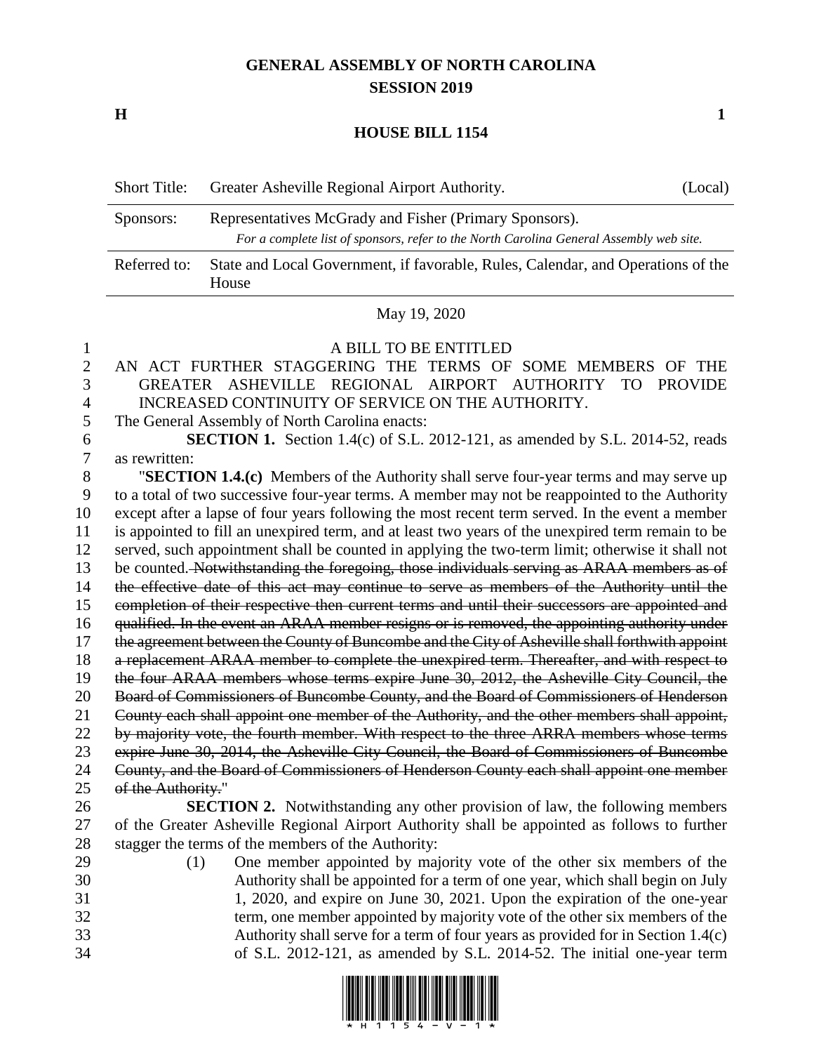# GENERAL ASSEMBLY OF NORTH CAROLINA
## SESSION 2019

**H** **1**

## HOUSE BILL 1154

| Short Title: | Greater Asheville Regional Airport Authority. | (Local) |
|---|---|---|
| Sponsors: | Representatives McGrady and Fisher (Primary Sponsors). *For a complete list of sponsors, refer to the North Carolina General Assembly web site.* | |
| Referred to: | State and Local Government, if favorable, Rules, Calendar, and Operations of the House | |

May 19, 2020

A BILL TO BE ENTITLED

AN ACT FURTHER STAGGERING THE TERMS OF SOME MEMBERS OF THE GREATER ASHEVILLE REGIONAL AIRPORT AUTHORITY TO PROVIDE INCREASED CONTINUITY OF SERVICE ON THE AUTHORITY.

The General Assembly of North Carolina enacts:

**SECTION 1.** Section 1.4(c) of S.L. 2012-121, as amended by S.L. 2014-52, reads as rewritten:

"**SECTION 1.4.(c)** Members of the Authority shall serve four-year terms and may serve up to a total of two successive four-year terms. A member may not be reappointed to the Authority except after a lapse of four years following the most recent term served. In the event a member is appointed to fill an unexpired term, and at least two years of the unexpired term remain to be served, such appointment shall be counted in applying the two-term limit; otherwise it shall not be counted. ~~Notwithstanding the foregoing, those individuals serving as ARAA members as of the effective date of this act may continue to serve as members of the Authority until the completion of their respective then current terms and until their successors are appointed and qualified. In the event an ARAA member resigns or is removed, the appointing authority under the agreement between the County of Buncombe and the City of Asheville shall forthwith appoint a replacement ARAA member to complete the unexpired term. Thereafter, and with respect to the four ARAA members whose terms expire June 30, 2012, the Asheville City Council, the Board of Commissioners of Buncombe County, and the Board of Commissioners of Henderson County each shall appoint one member of the Authority, and the other members shall appoint, by majority vote, the fourth member. With respect to the three ARRA members whose terms expire June 30, 2014, the Asheville City Council, the Board of Commissioners of Buncombe County, and the Board of Commissioners of Henderson County each shall appoint one member of the Authority.~~"

**SECTION 2.** Notwithstanding any other provision of law, the following members of the Greater Asheville Regional Airport Authority shall be appointed as follows to further stagger the terms of the members of the Authority:

(1) One member appointed by majority vote of the other six members of the Authority shall be appointed for a term of one year, which shall begin on July 1, 2020, and expire on June 30, 2021. Upon the expiration of the one-year term, one member appointed by majority vote of the other six members of the Authority shall serve for a term of four years as provided for in Section 1.4(c) of S.L. 2012-121, as amended by S.L. 2014-52. The initial one-year term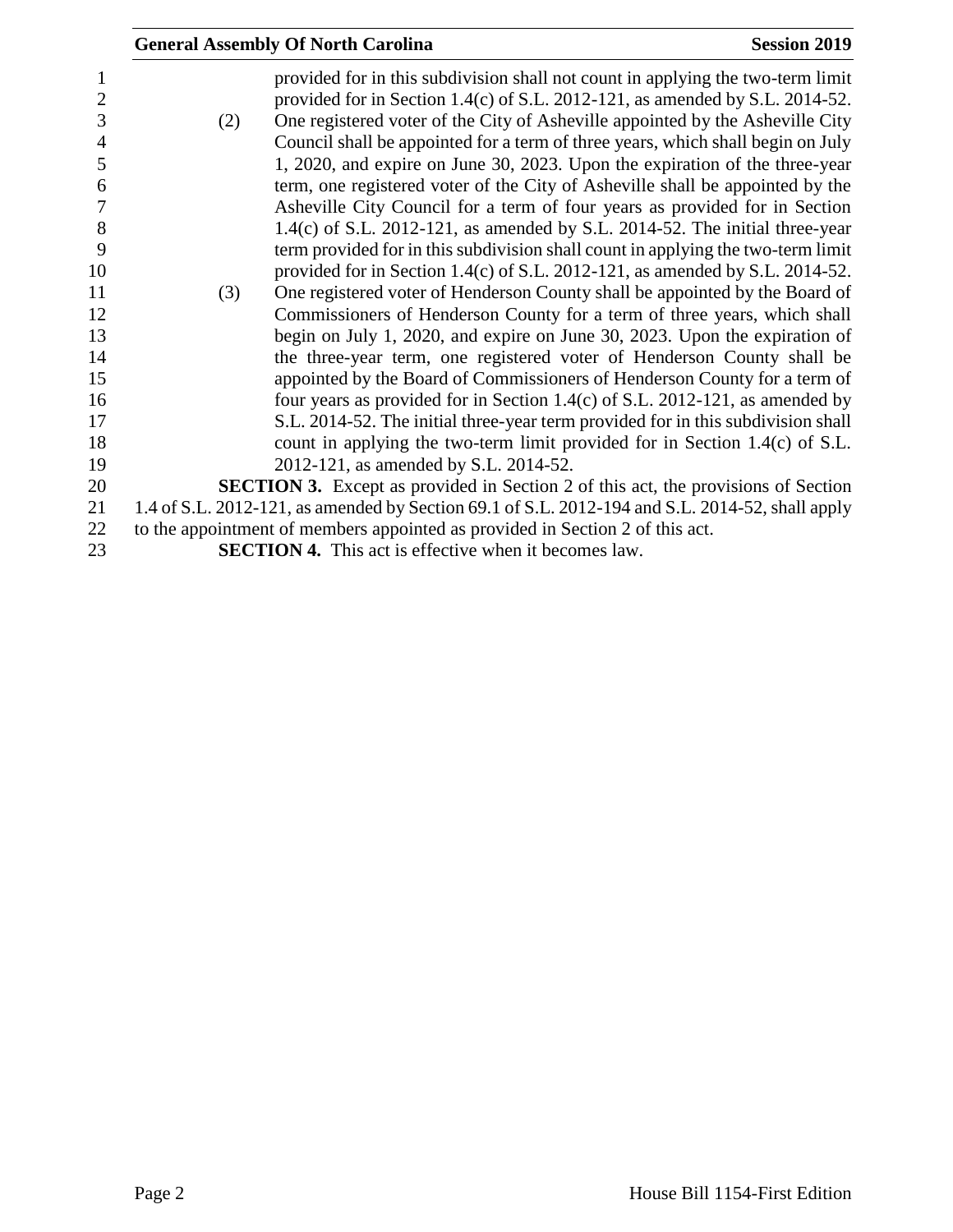provided for in this subdivision shall not count in applying the two-term limit provided for in Section 1.4(c) of S.L. 2012-121, as amended by S.L. 2014-52.

(2) One registered voter of the City of Asheville appointed by the Asheville City Council shall be appointed for a term of three years, which shall begin on July 1, 2020, and expire on June 30, 2023. Upon the expiration of the three-year term, one registered voter of the City of Asheville shall be appointed by the Asheville City Council for a term of four years as provided for in Section 1.4(c) of S.L. 2012-121, as amended by S.L. 2014-52. The initial three-year term provided for in this subdivision shall count in applying the two-term limit provided for in Section 1.4(c) of S.L. 2012-121, as amended by S.L. 2014-52.

(3) One registered voter of Henderson County shall be appointed by the Board of Commissioners of Henderson County for a term of three years, which shall begin on July 1, 2020, and expire on June 30, 2023. Upon the expiration of the three-year term, one registered voter of Henderson County shall be appointed by the Board of Commissioners of Henderson County for a term of four years as provided for in Section 1.4(c) of S.L. 2012-121, as amended by S.L. 2014-52. The initial three-year term provided for in this subdivision shall count in applying the two-term limit provided for in Section 1.4(c) of S.L. 2012-121, as amended by S.L. 2014-52.

**SECTION 3.** Except as provided in Section 2 of this act, the provisions of Section 1.4 of S.L. 2012-121, as amended by Section 69.1 of S.L. 2012-194 and S.L. 2014-52, shall apply to the appointment of members appointed as provided in Section 2 of this act.

**SECTION 4.** This act is effective when it becomes law.